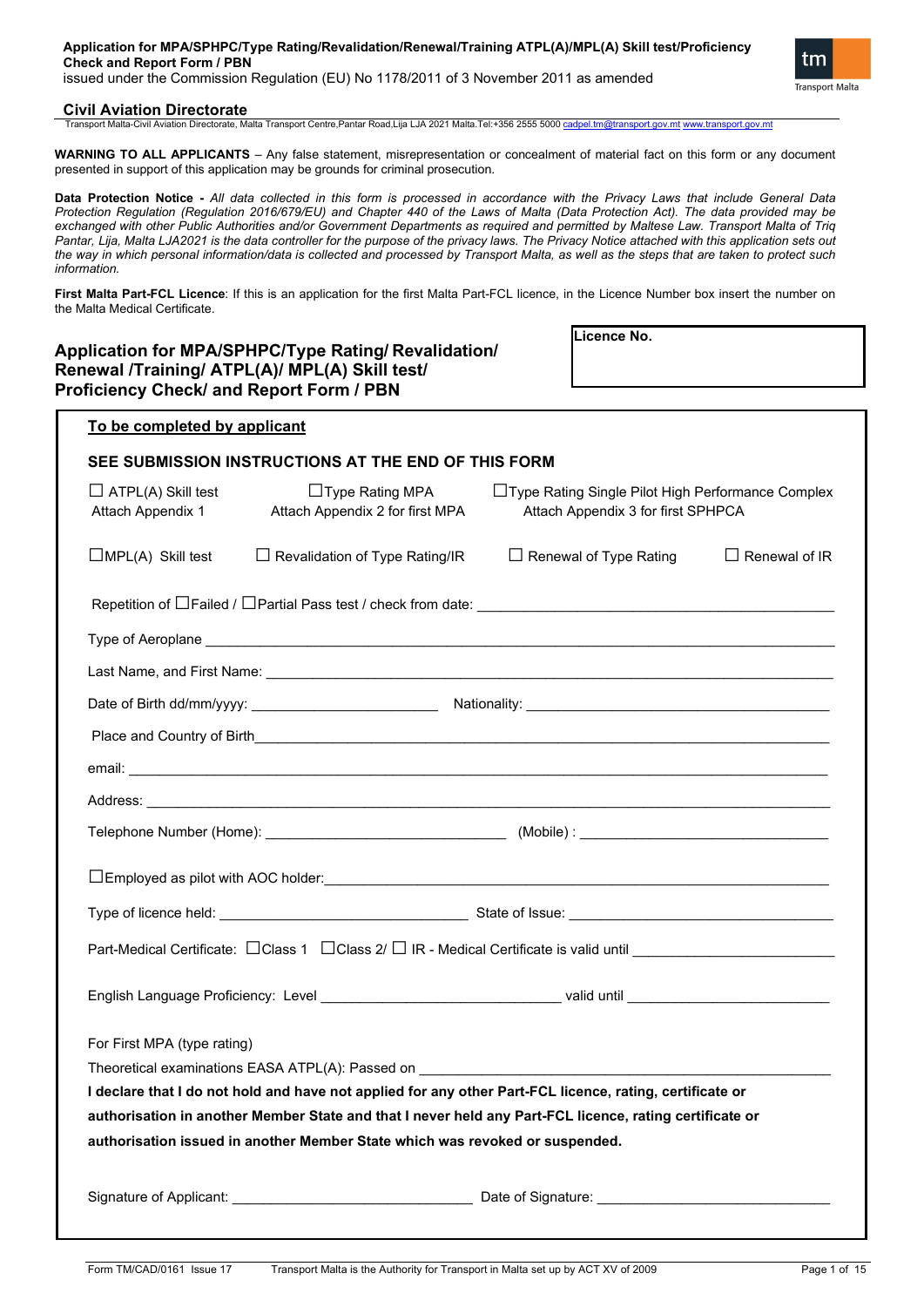**Application for MPA/SPHPC/Type Rating/Revalidation/Renewal/Training ATPL(A)/MPL(A) Skill test/Proficiency Check and Report Form / PBN**
issued under the Commission Regulation (EU) No 1178/2011 of 3 November 2011 as amended

**Civil Aviation Directorate**
Transport Malta-Civil Aviation Directorate, Malta Transport Centre,Pantar Road,Lija LJA 2021 Malta.Tel:+356 2555 5000 cadpel.tm@transport.gov.mt www.transport.gov.mt

**WARNING TO ALL APPLICANTS** – Any false statement, misrepresentation or concealment of material fact on this form or any document presented in support of this application may be grounds for criminal prosecution.

**Data Protection Notice -** *All data collected in this form is processed in accordance with the Privacy Laws that include General Data Protection Regulation (Regulation 2016/679/EU) and Chapter 440 of the Laws of Malta (Data Protection Act). The data provided may be exchanged with other Public Authorities and/or Government Departments as required and permitted by Maltese Law. Transport Malta of Triq Pantar, Lija, Malta LJA2021 is the data controller for the purpose of the privacy laws. The Privacy Notice attached with this application sets out the way in which personal information/data is collected and processed by Transport Malta, as well as the steps that are taken to protect such information.*

**First Malta Part-FCL Licence**: If this is an application for the first Malta Part-FCL licence, in the Licence Number box insert the number on the Malta Medical Certificate.

## Application for MPA/SPHPC/Type Rating/ Revalidation/ Renewal /Training/ ATPL(A)/ MPL(A) Skill test/ Proficiency Check/ and Report Form / PBN

**Licence No.**

**To be completed by applicant**

**SEE SUBMISSION INSTRUCTIONS AT THE END OF THIS FORM**

☐ ATPL(A) Skill test — Attach Appendix 1

☐ Type Rating MPA — Attach Appendix 2 for first MPA

☐ Type Rating Single Pilot High Performance Complex — Attach Appendix 3 for first SPHPCA

☐ MPL(A) Skill test

☐ Revalidation of Type Rating/IR

☐ Renewal of Type Rating

☐ Renewal of IR

Repetition of ☐ Failed / ☐ Partial Pass test / check from date: \_\_\_\_\_\_\_\_\_\_\_\_\_\_\_\_\_\_\_\_

Type of Aeroplane \_\_\_\_\_\_\_\_\_\_\_\_\_\_\_\_\_\_\_\_

Last Name, and First Name: \_\_\_\_\_\_\_\_\_\_\_\_\_\_\_\_\_\_\_\_

Date of Birth dd/mm/yyyy: \_\_\_\_\_\_\_\_\_\_\_\_ Nationality: \_\_\_\_\_\_\_\_\_\_\_\_

Place and Country of Birth \_\_\_\_\_\_\_\_\_\_\_\_\_\_\_\_\_\_\_\_

email: \_\_\_\_\_\_\_\_\_\_\_\_\_\_\_\_\_\_\_\_

Address: \_\_\_\_\_\_\_\_\_\_\_\_\_\_\_\_\_\_\_\_

Telephone Number (Home): \_\_\_\_\_\_\_\_\_\_\_\_ (Mobile) : \_\_\_\_\_\_\_\_\_\_\_\_

☐ Employed as pilot with AOC holder: \_\_\_\_\_\_\_\_\_\_\_\_\_\_\_\_\_\_\_\_

Type of licence held: \_\_\_\_\_\_\_\_\_\_\_\_ State of Issue: \_\_\_\_\_\_\_\_\_\_\_\_

Part-Medical Certificate: ☐ Class 1 ☐ Class 2/ ☐ IR - Medical Certificate is valid until \_\_\_\_\_\_\_\_\_\_\_\_

English Language Proficiency: Level \_\_\_\_\_\_\_\_\_\_\_\_ valid until \_\_\_\_\_\_\_\_\_\_\_\_

For First MPA (type rating)

Theoretical examinations EASA ATPL(A): Passed on \_\_\_\_\_\_\_\_\_\_\_\_\_\_\_\_\_\_\_\_

**I declare that I do not hold and have not applied for any other Part-FCL licence, rating, certificate or authorisation in another Member State and that I never held any Part-FCL licence, rating certificate or authorisation issued in another Member State which was revoked or suspended.**

Signature of Applicant: \_\_\_\_\_\_\_\_\_\_\_\_ Date of Signature: \_\_\_\_\_\_\_\_\_\_\_\_

Form TM/CAD/0161 Issue 17 — Transport Malta is the Authority for Transport in Malta set up by ACT XV of 2009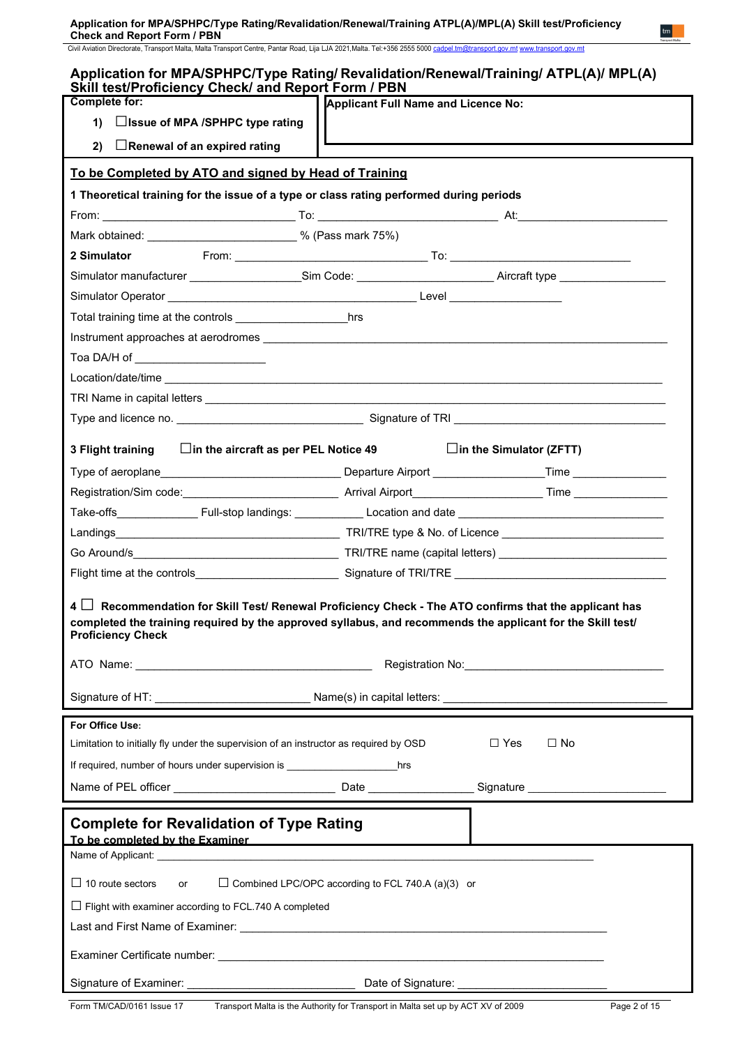# Application for MPA/SPHPC/Type Rating/ Revalidation/Renewal/Training/ ATPL(A)/ MPL(A) Skill test/Proficiency Check/ and Report Form / PBN

| **Complete for:** | **Applicant Full Name and Licence No:** |
|---|---|
| 1) ☐ **Issue of MPA /SPHPC type rating** | |
| 2) ☐ **Renewal of an expired rating** | |

## To be Completed by ATO and signed by Head of Training

**1 Theoretical training for the issue of a type or class rating performed during periods**

From: ______________________________ To: ______________________________ At: __________________________

Mark obtained: ________________________ % (Pass mark 75%)

**2 Simulator** From: ______________________________ To: ______________________________

Simulator manufacturer ________________ Sim Code: ______________________ Aircraft type ________________

Simulator Operator ______________________________________ Level __________________

Total training time at the controls __________________ hrs

Instrument approaches at aerodromes ________________________________________________________________

Toa DA/H of _____________________

Location/date/time ________________________________________________________________________________

TRI Name in capital letters _________________________________________________________________________

Type and licence no. ______________________________ Signature of TRI ____________________________________

**3 Flight training** ☐ **in the aircraft as per PEL Notice 49** ☐ **in the Simulator (ZFTT)**

Type of aeroplane_____________________________ Departure Airport __________________ Time _______________

Registration/Sim code:_________________________ Arrival Airport_____________________ Time _______________

Take-offs______________ Full-stop landings: ____________ Location and date ____________________________________

Landings____________________________________ TRI/TRE type & No. of Licence ___________________________

Go Around/s_________________________________ TRI/TRE name (capital letters) ___________________________

Flight time at the controls________________________ Signature of TRI/TRE ___________________________________

**4** ☐ **Recommendation for Skill Test/ Renewal Proficiency Check - The ATO confirms that the applicant has completed the training required by the approved syllabus, and recommends the applicant for the Skill test/ Proficiency Check**

ATO Name: ______________________________________ Registration No:__________________________________

Signature of HT: _________________________ Name(s) in capital letters: ______________________________________

**For Office Use:**

Limitation to initially fly under the supervision of an instructor as required by OSD ☐ Yes ☐ No

If required, number of hours under supervision is ___________________ hrs

Name of PEL officer ___________________________ Date _________________ Signature ______________________

## Complete for Revalidation of Type Rating

**To be completed by the Examiner**

Name of Applicant: ______________________________________________________________________________

☐ 10 route sectors or ☐ Combined LPC/OPC according to FCL 740.A (a)(3) or

☐ Flight with examiner according to FCL.740 A completed

Last and First Name of Examiner: ____________________________________________________________

Examiner Certificate number: ________________________________________________________________

Signature of Examiner: ___________________________ Date of Signature: ________________________

Form TM/CAD/0161 Issue 17 Transport Malta is the Authority for Transport in Malta set up by ACT XV of 2009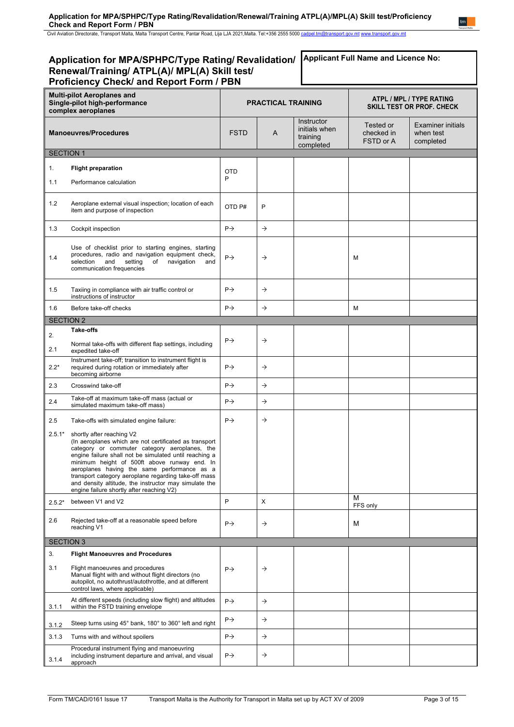## Application for MPA/SPHPC/Type Rating/ Revalidation/ Renewal/Training/ ATPL(A)/ MPL(A) Skill test/ Proficiency Check/ and Report Form / PBN

**Applicant Full Name and Licence No:**

| **Multi-pilot Aeroplanes and Single-pilot high-performance complex aeroplanes** | | **PRACTICAL TRAINING** | | | **ATPL / MPL / TYPE RATING SKILL TEST OR PROF. CHECK** | |
|---|---|---|---|---|---|---|
| **Manoeuvres/Procedures** | | FSTD | A | Instructor initials when training completed | Tested or checked in FSTD or A | Examiner initials when test completed |
| SECTION 1 | | | | | | |
| 1. | **Flight preparation** | | | | | |
| 1.1 | Performance calculation | OTD P | | | | |
| 1.2 | Aeroplane external visual inspection; location of each item and purpose of inspection | OTD P# | P | | | |
| 1.3 | Cockpit inspection | P→ | → | | | |
| 1.4 | Use of checklist prior to starting engines, starting procedures, radio and navigation equipment check, selection and setting of navigation and communication frequencies | P→ | → | | M | |
| 1.5 | Taxiing in compliance with air traffic control or instructions of instructor | P→ | → | | | |
| 1.6 | Before take-off checks | P→ | → | | M | |
| SECTION 2 | | | | | | |
| 2. | **Take-offs** | | | | | |
| 2.1 | Normal take-offs with different flap settings, including expedited take-off | P→ | → | | | |
| 2.2* | Instrument take-off; transition to instrument flight is required during rotation or immediately after becoming airborne | P→ | → | | | |
| 2.3 | Crosswind take-off | P→ | → | | | |
| 2.4 | Take-off at maximum take-off mass (actual or simulated maximum take-off mass) | P→ | → | | | |
| 2.5 | Take-offs with simulated engine failure: | P→ | → | | | |
| 2.5.1* | shortly after reaching V2 (In aeroplanes which are not certificated as transport category or commuter category aeroplanes, the engine failure shall not be simulated until reaching a minimum height of 500ft above runway end. In aeroplanes having the same performance as a transport category aeroplane regarding take-off mass and density altitude, the instructor may simulate the engine failure shortly after reaching V2) | | | | | |
| 2.5.2* | between V1 and V2 | P | X | | M FFS only | |
| 2.6 | Rejected take-off at a reasonable speed before reaching V1 | P→ | → | | M | |
| SECTION 3 | | | | | | |
| 3. | **Flight Manoeuvres and Procedures** | | | | | |
| 3.1 | Flight manoeuvres and procedures Manual flight with and without flight directors (no autopilot, no autothrust/autothrottle, and at different control laws, where applicable) | P→ | → | | | |
| 3.1.1 | At different speeds (including slow flight) and altitudes within the FSTD training envelope | P→ | → | | | |
| 3.1.2 | Steep turns using 45° bank, 180° to 360° left and right | P→ | → | | | |
| 3.1.3 | Turns with and without spoilers | P→ | → | | | |
| 3.1.4 | Procedural instrument flying and manoeuvring including instrument departure and arrival, and visual approach | P→ | → | | | |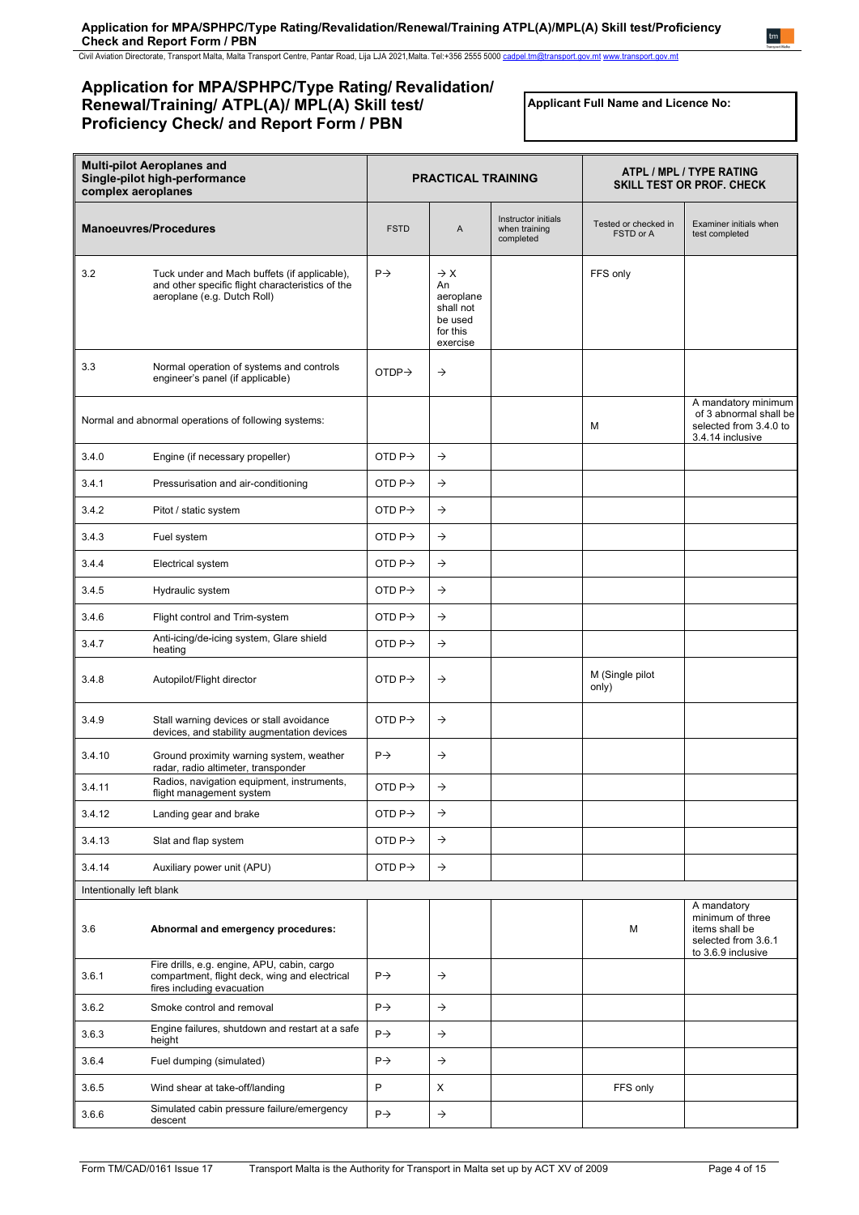## Application for MPA/SPHPC/Type Rating/ Revalidation/ Renewal/Training/ ATPL(A)/ MPL(A) Skill test/ Proficiency Check/ and Report Form / PBN

**Applicant Full Name and Licence No:**

| **Multi-pilot Aeroplanes and Single-pilot high-performance complex aeroplanes** | | **PRACTICAL TRAINING** | | | **ATPL / MPL / TYPE RATING SKILL TEST OR PROF. CHECK** | |
|---|---|---|---|---|---|---|
| **Manoeuvres/Procedures** | | FSTD | A | Instructor initials when training completed | Tested or checked in FSTD or A | Examiner initials when test completed |
| 3.2 | Tuck under and Mach buffets (if applicable), and other specific flight characteristics of the aeroplane (e.g. Dutch Roll) | P→ | →X An aeroplane shall not be used for this exercise | | FFS only | |
| 3.3 | Normal operation of systems and controls engineer's panel (if applicable) | OTDP→ | → | | | |
| Normal and abnormal operations of following systems: | | | | | M | A mandatory minimum of 3 abnormal shall be selected from 3.4.0 to 3.4.14 inclusive |
| 3.4.0 | Engine (if necessary propeller) | OTD P→ | → | | | |
| 3.4.1 | Pressurisation and air-conditioning | OTD P→ | → | | | |
| 3.4.2 | Pitot / static system | OTD P→ | → | | | |
| 3.4.3 | Fuel system | OTD P→ | → | | | |
| 3.4.4 | Electrical system | OTD P→ | → | | | |
| 3.4.5 | Hydraulic system | OTD P→ | → | | | |
| 3.4.6 | Flight control and Trim-system | OTD P→ | → | | | |
| 3.4.7 | Anti-icing/de-icing system, Glare shield heating | OTD P→ | → | | | |
| 3.4.8 | Autopilot/Flight director | OTD P→ | → | | M (Single pilot only) | |
| 3.4.9 | Stall warning devices or stall avoidance devices, and stability augmentation devices | OTD P→ | → | | | |
| 3.4.10 | Ground proximity warning system, weather radar, radio altimeter, transponder | P→ | → | | | |
| 3.4.11 | Radios, navigation equipment, instruments, flight management system | OTD P→ | → | | | |
| 3.4.12 | Landing gear and brake | OTD P→ | → | | | |
| 3.4.13 | Slat and flap system | OTD P→ | → | | | |
| 3.4.14 | Auxiliary power unit (APU) | OTD P→ | → | | | |
| Intentionally left blank | | | | | | |
| 3.6 | **Abnormal and emergency procedures:** | | | | M | A mandatory minimum of three items shall be selected from 3.6.1 to 3.6.9 inclusive |
| 3.6.1 | Fire drills, e.g. engine, APU, cabin, cargo compartment, flight deck, wing and electrical fires including evacuation | P→ | → | | | |
| 3.6.2 | Smoke control and removal | P→ | → | | | |
| 3.6.3 | Engine failures, shutdown and restart at a safe height | P→ | → | | | |
| 3.6.4 | Fuel dumping (simulated) | P→ | → | | | |
| 3.6.5 | Wind shear at take-off/landing | P | X | | FFS only | |
| 3.6.6 | Simulated cabin pressure failure/emergency descent | P→ | → | | | |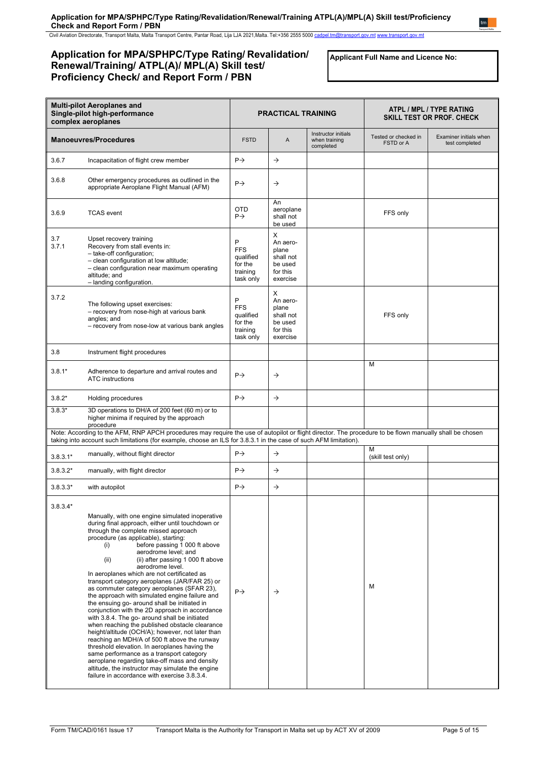## Application for MPA/SPHPC/Type Rating/ Revalidation/ Renewal/Training/ ATPL(A)/ MPL(A) Skill test/ Proficiency Check/ and Report Form / PBN

**Applicant Full Name and Licence No:**

| Multi-pilot Aeroplanes and Single-pilot high-performance complex aeroplanes | | PRACTICAL TRAINING | | | ATPL / MPL / TYPE RATING SKILL TEST OR PROF. CHECK | |
|---|---|---|---|---|---|---|
| **Manoeuvres/Procedures** | | FSTD | A | Instructor initials when training completed | Tested or checked in FSTD or A | Examiner initials when test completed |
| 3.6.7 | Incapacitation of flight crew member | P→ | → | | | |
| 3.6.8 | Other emergency procedures as outlined in the appropriate Aeroplane Flight Manual (AFM) | P→ | → | | | |
| 3.6.9 | TCAS event | OTD P→ | An aeroplane shall not be used | | FFS only | |
| 3.7 3.7.1 | Upset recovery training Recovery from stall events in: – take-off configuration; – clean configuration at low altitude; – clean configuration near maximum operating altitude; and – landing configuration. | P FFS qualified for the training task only | X An aero-plane shall not be used for this exercise | | | |
| 3.7.2 | The following upset exercises: – recovery from nose-high at various bank angles; and – recovery from nose-low at various bank angles | P FFS qualified for the training task only | X An aero-plane shall not be used for this exercise | | FFS only | |
| 3.8 | Instrument flight procedures | | | | | |
| 3.8.1* | Adherence to departure and arrival routes and ATC instructions | P→ | → | | M | |
| 3.8.2* | Holding procedures | P→ | → | | | |
| 3.8.3* | 3D operations to DH/A of 200 feet (60 m) or to higher minima if required by the approach procedure | | | | | |
| Note: According to the AFM, RNP APCH procedures may require the use of autopilot or flight director. The procedure to be flown manually shall be chosen taking into account such limitations (for example, choose an ILS for 3.8.3.1 in the case of such AFM limitation). | | | | | | |
| 3.8.3.1* | manually, without flight director | P→ | → | | M (skill test only) | |
| 3.8.3.2* | manually, with flight director | P→ | → | | | |
| 3.8.3.3* | with autopilot | P→ | → | | | |
| 3.8.3.4* | Manually, with one engine simulated inoperative during final approach, either until touchdown or through the complete missed approach procedure (as applicable), starting: (i) before passing 1 000 ft above aerodrome level; and (ii) (ii) after passing 1 000 ft above aerodrome level. In aeroplanes which are not certificated as transport category aeroplanes (JAR/FAR 25) or as commuter category aeroplanes (SFAR 23), the approach with simulated engine failure and the ensuing go- around shall be initiated in conjunction with the 2D approach in accordance with 3.8.4. The go- around shall be initiated when reaching the published obstacle clearance height/altitude (OCH/A); however, not later than reaching an MDH/A of 500 ft above the runway threshold elevation. In aeroplanes having the same performance as a transport category aeroplane regarding take-off mass and density altitude, the instructor may simulate the engine failure in accordance with exercise 3.8.3.4. | P→ | → | | M | |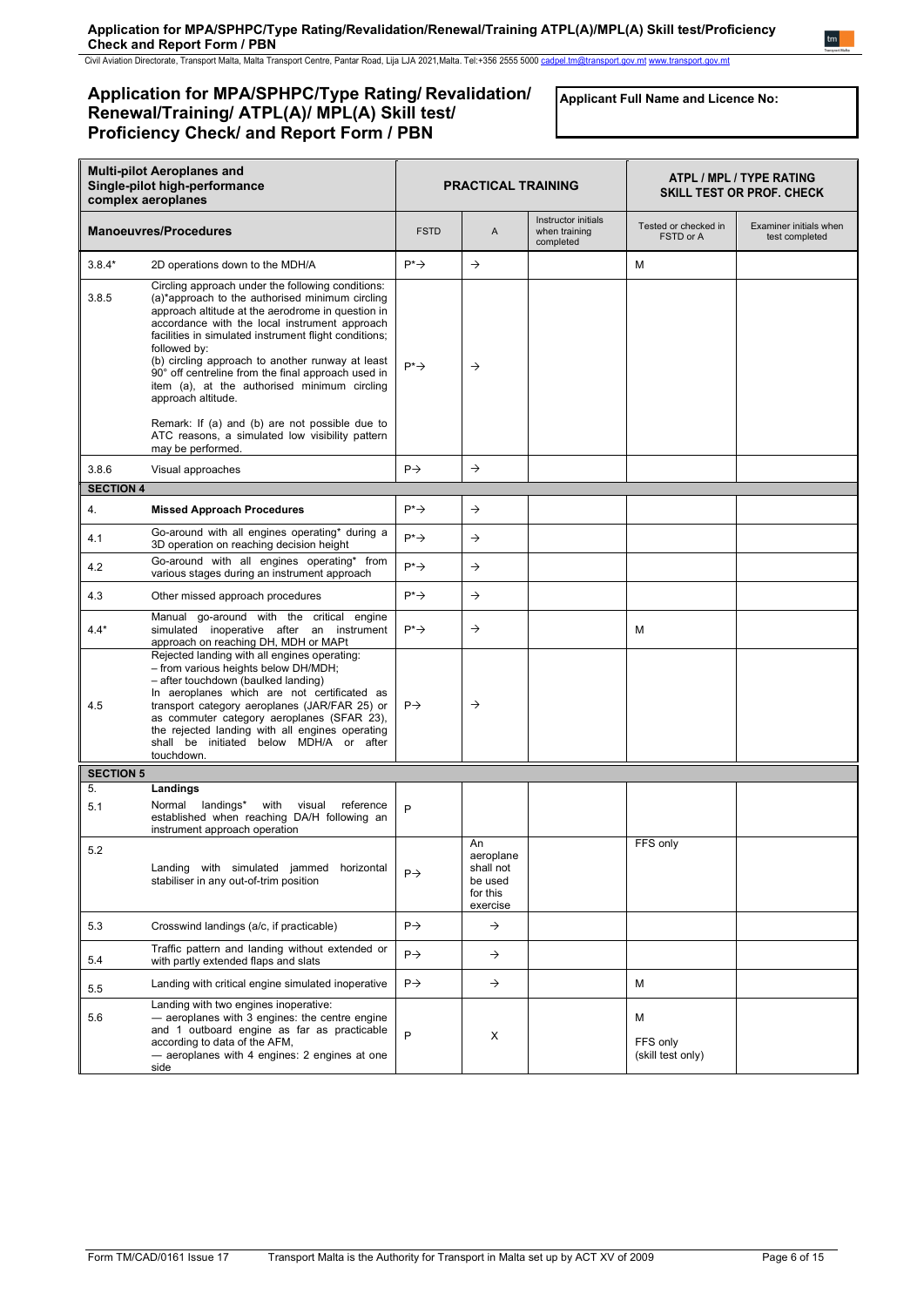## Application for MPA/SPHPC/Type Rating/ Revalidation/ Renewal/Training/ ATPL(A)/ MPL(A) Skill test/ Proficiency Check/ and Report Form / PBN

**Applicant Full Name and Licence No:**

| **Multi-pilot Aeroplanes and Single-pilot high-performance complex aeroplanes** | | **PRACTICAL TRAINING** | | | **ATPL / MPL / TYPE RATING SKILL TEST OR PROF. CHECK** | |
|---|---|---|---|---|---|---|
| **Manoeuvres/Procedures** | | FSTD | A | Instructor initials when training completed | Tested or checked in FSTD or A | Examiner initials when test completed |
| 3.8.4* | 2D operations down to the MDH/A | P*→ | → | | M | |
| 3.8.5 | Circling approach under the following conditions: (a)*approach to the authorised minimum circling approach altitude at the aerodrome in question in accordance with the local instrument approach facilities in simulated instrument flight conditions; followed by: (b) circling approach to another runway at least 90° off centreline from the final approach used in item (a), at the authorised minimum circling approach altitude. Remark: If (a) and (b) are not possible due to ATC reasons, a simulated low visibility pattern may be performed. | P*→ | → | | | |
| 3.8.6 | Visual approaches | P→ | → | | | |
| **SECTION 4** | | | | | | |
| 4. | **Missed Approach Procedures** | P*→ | → | | | |
| 4.1 | Go-around with all engines operating* during a 3D operation on reaching decision height | P*→ | → | | | |
| 4.2 | Go-around with all engines operating* from various stages during an instrument approach | P*→ | → | | | |
| 4.3 | Other missed approach procedures | P*→ | → | | | |
| 4.4* | Manual go-around with the critical engine simulated inoperative after an instrument approach on reaching DH, MDH or MAPt | P*→ | → | | M | |
| 4.5 | Rejected landing with all engines operating: – from various heights below DH/MDH; – after touchdown (baulked landing) In aeroplanes which are not certificated as transport category aeroplanes (JAR/FAR 25) or as commuter category aeroplanes (SFAR 23), the rejected landing with all engines operating shall be initiated below MDH/A or after touchdown. | P→ | → | | | |
| **SECTION 5** | | | | | | |
| 5. | **Landings** | | | | | |
| 5.1 | Normal landings* with visual reference established when reaching DA/H following an instrument approach operation | P | | | | |
| 5.2 | Landing with simulated jammed horizontal stabiliser in any out-of-trim position | P→ | An aeroplane shall not be used for this exercise | | FFS only | |
| 5.3 | Crosswind landings (a/c, if practicable) | P→ | → | | | |
| 5.4 | Traffic pattern and landing without extended or with partly extended flaps and slats | P→ | → | | | |
| 5.5 | Landing with critical engine simulated inoperative | P→ | → | | M | |
| 5.6 | Landing with two engines inoperative: — aeroplanes with 3 engines: the centre engine and 1 outboard engine as far as practicable according to data of the AFM, — aeroplanes with 4 engines: 2 engines at one side | P | X | | M<br>FFS only (skill test only) | |

Form TM/CAD/0161 Issue 17 Transport Malta is the Authority for Transport in Malta set up by ACT XV of 2009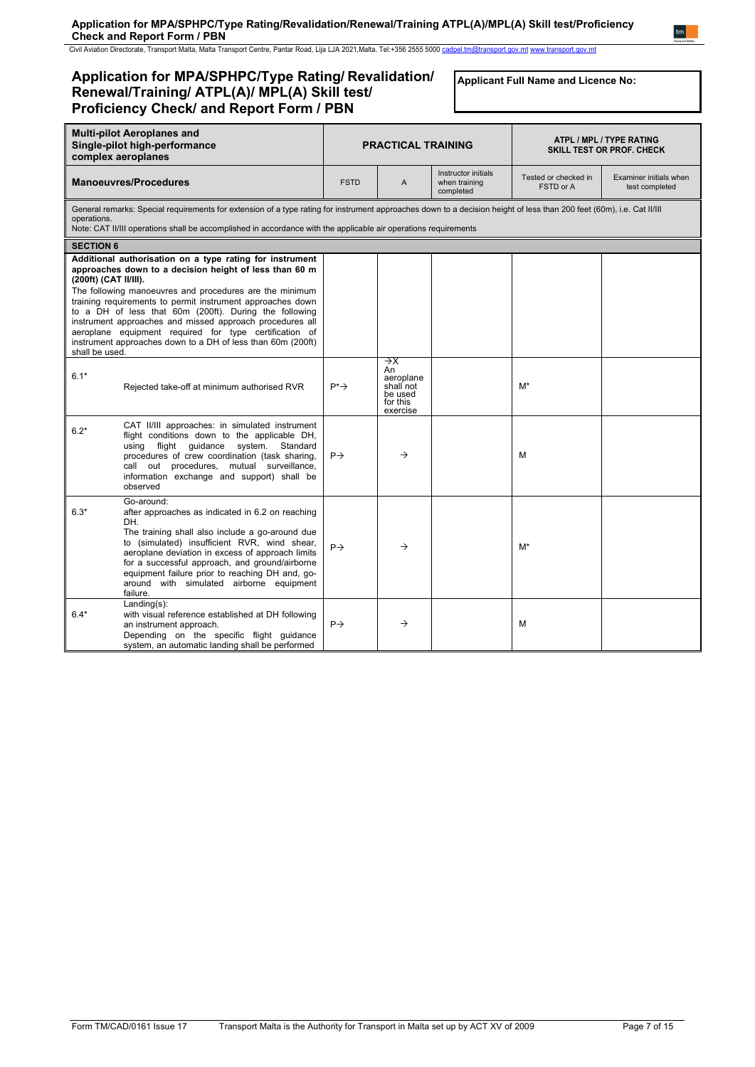## Application for MPA/SPHPC/Type Rating/ Revalidation/ Renewal/Training/ ATPL(A)/ MPL(A) Skill test/ Proficiency Check/ and Report Form / PBN

**Applicant Full Name and Licence No:**

| **Multi-pilot Aeroplanes and Single-pilot high-performance complex aeroplanes** | **PRACTICAL TRAINING** | | | **ATPL / MPL / TYPE RATING SKILL TEST OR PROF. CHECK** | |
|---|---|---|---|---|---|
| **Manoeuvres/Procedures** | FSTD | A | Instructor initials when training completed | Tested or checked in FSTD or A | Examiner initials when test completed |
| General remarks: Special requirements for extension of a type rating for instrument approaches down to a decision height of less than 200 feet (60m), i.e. Cat II/III operations.<br>Note: CAT II/III operations shall be accomplished in accordance with the applicable air operations requirements | | | | | |
| **SECTION 6** | | | | | |
| **Additional authorisation on a type rating for instrument approaches down to a decision height of less than 60 m (200ft) (CAT II/III).**<br>The following manoeuvres and procedures are the minimum training requirements to permit instrument approaches down to a DH of less that 60m (200ft). During the following instrument approaches and missed approach procedures all aeroplane equipment required for type certification of instrument approaches down to a DH of less than 60m (200ft) shall be used. | | | | | |
| 6.1* Rejected take-off at minimum authorised RVR | P*→ | →X An aeroplane shall not be used for this exercise | | M* | |
| 6.2* CAT II/III approaches: in simulated instrument flight conditions down to the applicable DH, using flight guidance system. Standard procedures of crew coordination (task sharing, call out procedures, mutual surveillance, information exchange and support) shall be observed | P→ | → | | M | |
| 6.3* Go-around: after approaches as indicated in 6.2 on reaching DH.<br>The training shall also include a go-around due to (simulated) insufficient RVR, wind shear, aeroplane deviation in excess of approach limits for a successful approach, and ground/airborne equipment failure prior to reaching DH and, go-around with simulated airborne equipment failure. | P→ | → | | M* | |
| 6.4* Landing(s): with visual reference established at DH following an instrument approach.<br>Depending on the specific flight guidance system, an automatic landing shall be performed | P→ | → | | M | |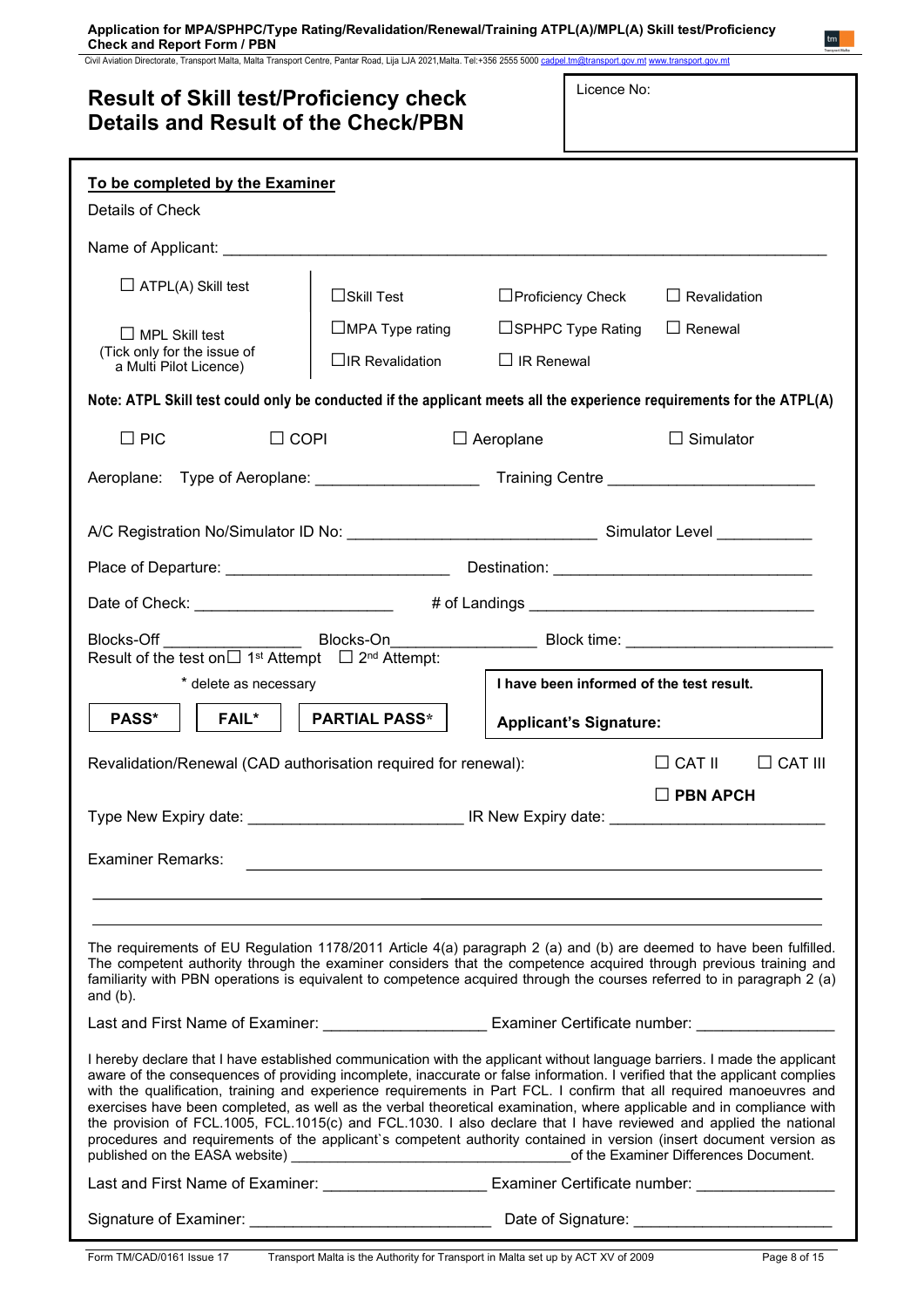# Result of Skill test/Proficiency check
# Details and Result of the Check/PBN

Licence No:

**To be completed by the Examiner**

Details of Check

Name of Applicant: ____________________________________________________________

| | | | |
|---|---|---|---|
| ☐ ATPL(A) Skill test | ☐Skill Test | ☐Proficiency Check | ☐ Revalidation |
| ☐ MPL Skill test (Tick only for the issue of a Multi Pilot Licence) | ☐MPA Type rating | ☐SPHPC Type Rating | ☐ Renewal |
| | ☐IR Revalidation | ☐ IR Renewal | |

**Note: ATPL Skill test could only be conducted if the applicant meets all the experience requirements for the ATPL(A)**

☐ PIC ☐ COPI ☐ Aeroplane ☐ Simulator

Aeroplane: Type of Aeroplane: __________________ Training Centre ______________________

A/C Registration No/Simulator ID No: ____________________________ Simulator Level ___________

Place of Departure: _________________________ Destination: _____________________________

Date of Check: ______________________ # of Landings _________________________________

Blocks-Off ________________ Blocks-On________________ Block time: _______________________

Result of the test on☐ 1st Attempt ☐ 2nd Attempt:

* delete as necessary

**PASS*** **FAIL*** **PARTIAL PASS***

**I have been informed of the test result.**

**Applicant's Signature:**

Revalidation/Renewal (CAD authorisation required for renewal): ☐ CAT II ☐ CAT III

☐ **PBN APCH**

Type New Expiry date: _______________________ IR New Expiry date: _______________________

Examiner Remarks: ____________________________________________________________

______________________________________________________________________________

______________________________________________________________________________

The requirements of EU Regulation 1178/2011 Article 4(a) paragraph 2 (a) and (b) are deemed to have been fulfilled. The competent authority through the examiner considers that the competence acquired through previous training and familiarity with PBN operations is equivalent to competence acquired through the courses referred to in paragraph 2 (a) and (b).

Last and First Name of Examiner: __________________ Examiner Certificate number: _______________

I hereby declare that I have established communication with the applicant without language barriers. I made the applicant aware of the consequences of providing incomplete, inaccurate or false information. I verified that the applicant complies with the qualification, training and experience requirements in Part FCL. I confirm that all required manoeuvres and exercises have been completed, as well as the verbal theoretical examination, where applicable and in compliance with the provision of FCL.1005, FCL.1015(c) and FCL.1030. I also declare that I have reviewed and applied the national procedures and requirements of the applicant`s competent authority contained in version (insert document version as published on the EASA website) __________________________________of the Examiner Differences Document.

Last and First Name of Examiner: __________________ Examiner Certificate number: _______________

Signature of Examiner: ____________________________ Date of Signature: ______________________

Form TM/CAD/0161 Issue 17 Transport Malta is the Authority for Transport in Malta set up by ACT XV of 2009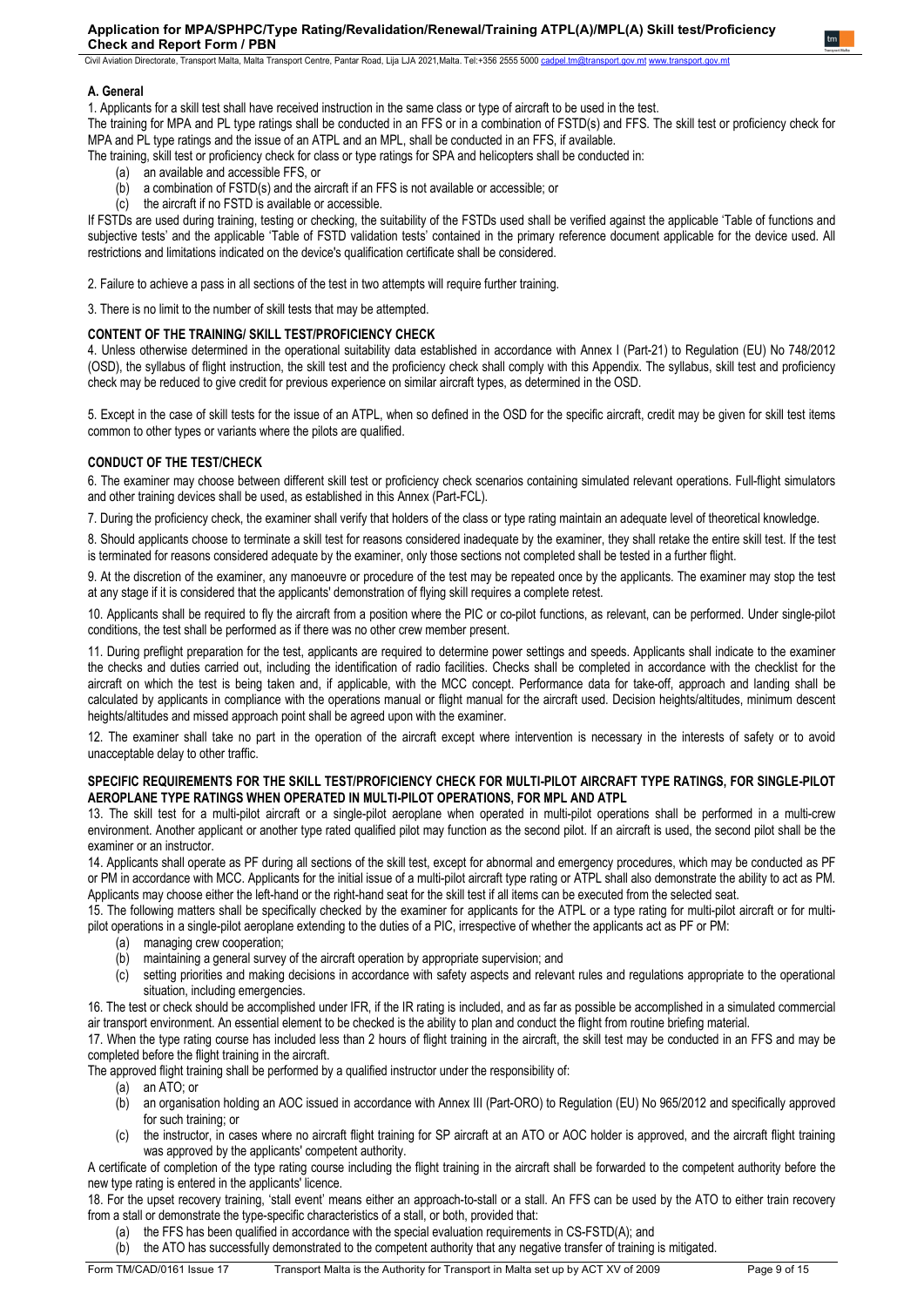### A. General

1. Applicants for a skill test shall have received instruction in the same class or type of aircraft to be used in the test.

The training for MPA and PL type ratings shall be conducted in an FFS or in a combination of FSTD(s) and FFS. The skill test or proficiency check for MPA and PL type ratings and the issue of an ATPL and an MPL, shall be conducted in an FFS, if available.

The training, skill test or proficiency check for class or type ratings for SPA and helicopters shall be conducted in:

- (a) an available and accessible FFS, or
- (b) a combination of FSTD(s) and the aircraft if an FFS is not available or accessible; or
- (c) the aircraft if no FSTD is available or accessible.

If FSTDs are used during training, testing or checking, the suitability of the FSTDs used shall be verified against the applicable 'Table of functions and subjective tests' and the applicable 'Table of FSTD validation tests' contained in the primary reference document applicable for the device used. All restrictions and limitations indicated on the device's qualification certificate shall be considered.

2. Failure to achieve a pass in all sections of the test in two attempts will require further training.

3. There is no limit to the number of skill tests that may be attempted.

**CONTENT OF THE TRAINING/ SKILL TEST/PROFICIENCY CHECK**

4. Unless otherwise determined in the operational suitability data established in accordance with Annex I (Part-21) to Regulation (EU) No 748/2012 (OSD), the syllabus of flight instruction, the skill test and the proficiency check shall comply with this Appendix. The syllabus, skill test and proficiency check may be reduced to give credit for previous experience on similar aircraft types, as determined in the OSD.

5. Except in the case of skill tests for the issue of an ATPL, when so defined in the OSD for the specific aircraft, credit may be given for skill test items common to other types or variants where the pilots are qualified.

**CONDUCT OF THE TEST/CHECK**

6. The examiner may choose between different skill test or proficiency check scenarios containing simulated relevant operations. Full-flight simulators and other training devices shall be used, as established in this Annex (Part-FCL).

7. During the proficiency check, the examiner shall verify that holders of the class or type rating maintain an adequate level of theoretical knowledge.

8. Should applicants choose to terminate a skill test for reasons considered inadequate by the examiner, they shall retake the entire skill test. If the test is terminated for reasons considered adequate by the examiner, only those sections not completed shall be tested in a further flight.

9. At the discretion of the examiner, any manoeuvre or procedure of the test may be repeated once by the applicants. The examiner may stop the test at any stage if it is considered that the applicants' demonstration of flying skill requires a complete retest.

10. Applicants shall be required to fly the aircraft from a position where the PIC or co-pilot functions, as relevant, can be performed. Under single-pilot conditions, the test shall be performed as if there was no other crew member present.

11. During preflight preparation for the test, applicants are required to determine power settings and speeds. Applicants shall indicate to the examiner the checks and duties carried out, including the identification of radio facilities. Checks shall be completed in accordance with the checklist for the aircraft on which the test is being taken and, if applicable, with the MCC concept. Performance data for take-off, approach and landing shall be calculated by applicants in compliance with the operations manual or flight manual for the aircraft used. Decision heights/altitudes, minimum descent heights/altitudes and missed approach point shall be agreed upon with the examiner.

12. The examiner shall take no part in the operation of the aircraft except where intervention is necessary in the interests of safety or to avoid unacceptable delay to other traffic.

**SPECIFIC REQUIREMENTS FOR THE SKILL TEST/PROFICIENCY CHECK FOR MULTI-PILOT AIRCRAFT TYPE RATINGS, FOR SINGLE-PILOT AEROPLANE TYPE RATINGS WHEN OPERATED IN MULTI-PILOT OPERATIONS, FOR MPL AND ATPL**

13. The skill test for a multi-pilot aircraft or a single-pilot aeroplane when operated in multi-pilot operations shall be performed in a multi-crew environment. Another applicant or another type rated qualified pilot may function as the second pilot. If an aircraft is used, the second pilot shall be the examiner or an instructor.

14. Applicants shall operate as PF during all sections of the skill test, except for abnormal and emergency procedures, which may be conducted as PF or PM in accordance with MCC. Applicants for the initial issue of a multi-pilot aircraft type rating or ATPL shall also demonstrate the ability to act as PM. Applicants may choose either the left-hand or the right-hand seat for the skill test if all items can be executed from the selected seat.

15. The following matters shall be specifically checked by the examiner for applicants for the ATPL or a type rating for multi-pilot aircraft or for multi-pilot operations in a single-pilot aeroplane extending to the duties of a PIC, irrespective of whether the applicants act as PF or PM:

- (a) managing crew cooperation;
- (b) maintaining a general survey of the aircraft operation by appropriate supervision; and
- (c) setting priorities and making decisions in accordance with safety aspects and relevant rules and regulations appropriate to the operational situation, including emergencies.

16. The test or check should be accomplished under IFR, if the IR rating is included, and as far as possible be accomplished in a simulated commercial air transport environment. An essential element to be checked is the ability to plan and conduct the flight from routine briefing material.

17. When the type rating course has included less than 2 hours of flight training in the aircraft, the skill test may be conducted in an FFS and may be completed before the flight training in the aircraft.

The approved flight training shall be performed by a qualified instructor under the responsibility of:

- (a) an ATO; or
- (b) an organisation holding an AOC issued in accordance with Annex III (Part-ORO) to Regulation (EU) No 965/2012 and specifically approved for such training; or
- (c) the instructor, in cases where no aircraft flight training for SP aircraft at an ATO or AOC holder is approved, and the aircraft flight training was approved by the applicants' competent authority.

A certificate of completion of the type rating course including the flight training in the aircraft shall be forwarded to the competent authority before the new type rating is entered in the applicants' licence.

18. For the upset recovery training, 'stall event' means either an approach-to-stall or a stall. An FFS can be used by the ATO to either train recovery from a stall or demonstrate the type-specific characteristics of a stall, or both, provided that:

- (a) the FFS has been qualified in accordance with the special evaluation requirements in CS-FSTD(A); and
- (b) the ATO has successfully demonstrated to the competent authority that any negative transfer of training is mitigated.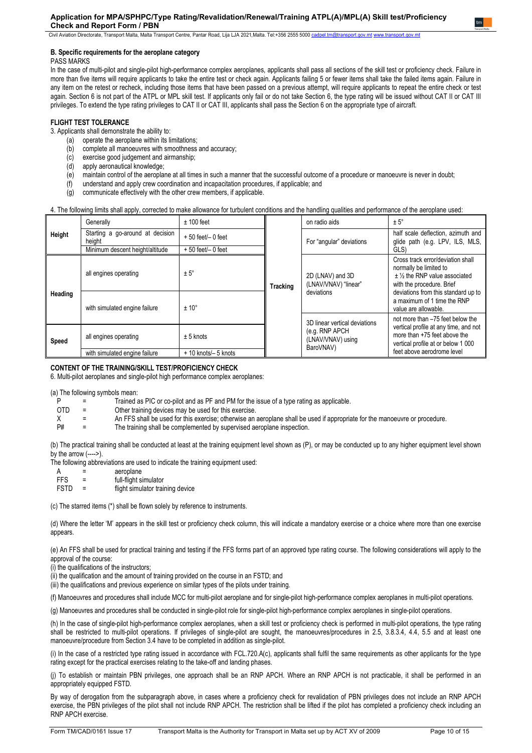## B. Specific requirements for the aeroplane category

PASS MARKS

In the case of multi-pilot and single-pilot high-performance complex aeroplanes, applicants shall pass all sections of the skill test or proficiency check. Failure in more than five items will require applicants to take the entire test or check again. Applicants failing 5 or fewer items shall take the failed items again. Failure in any item on the retest or recheck, including those items that have been passed on a previous attempt, will require applicants to repeat the entire check or test again. Section 6 is not part of the ATPL or MPL skill test. If applicants only fail or do not take Section 6, the type rating will be issued without CAT II or CAT III privileges. To extend the type rating privileges to CAT II or CAT III, applicants shall pass the Section 6 on the appropriate type of aircraft.

### FLIGHT TEST TOLERANCE

3. Applicants shall demonstrate the ability to:
   - (a) operate the aeroplane within its limitations;
   - (b) complete all manoeuvres with smoothness and accuracy;
   - (c) exercise good judgement and airmanship;
   - (d) apply aeronautical knowledge;
   - (e) maintain control of the aeroplane at all times in such a manner that the successful outcome of a procedure or manoeuvre is never in doubt;
   - (f) understand and apply crew coordination and incapacitation procedures, if applicable; and
   - (g) communicate effectively with the other crew members, if applicable.

4. The following limits shall apply, corrected to make allowance for turbulent conditions and the handling qualities and performance of the aeroplane used:

| | | | | | |
|---|---|---|---|---|---|
| **Height** | Generally | ± 100 feet | **Tracking** | on radio aids | ± 5° |
| | Starting a go-around at decision height | + 50 feet/– 0 feet | | For "angular" deviations | half scale deflection, azimuth and glide path (e.g. LPV, ILS, MLS, GLS) |
| | Minimum descent height/altitude | + 50 feet/– 0 feet | | | |
| **Heading** | all engines operating | ± 5° | | 2D (LNAV) and 3D (LNAV/VNAV) "linear" deviations | Cross track error/deviation shall normally be limited to ± ½ the RNP value associated with the procedure. Brief deviations from this standard up to a maximum of 1 time the RNP value are allowable. |
| | with simulated engine failure | ± 10° | | | |
| **Speed** | all engines operating | ± 5 knots | | 3D linear vertical deviations (e.g. RNP APCH (LNAV/VNAV) using BaroVNAV) | not more than –75 feet below the vertical profile at any time, and not more than +75 feet above the vertical profile at or below 1 000 feet above aerodrome level |
| | with simulated engine failure | + 10 knots/– 5 knots | | | |

### CONTENT OF THE TRAINING/SKILL TEST/PROFICIENCY CHECK

6. Multi-pilot aeroplanes and single-pilot high performance complex aeroplanes:

(a) The following symbols mean:

| | | |
|---|---|---|
| P | = | Trained as PIC or co-pilot and as PF and PM for the issue of a type rating as applicable. |
| OTD | = | Other training devices may be used for this exercise. |
| X | = | An FFS shall be used for this exercise; otherwise an aeroplane shall be used if appropriate for the manoeuvre or procedure. |
| P# | = | The training shall be complemented by supervised aeroplane inspection. |

(b) The practical training shall be conducted at least at the training equipment level shown as (P), or may be conducted up to any higher equipment level shown by the arrow (---->).

The following abbreviations are used to indicate the training equipment used:

| | | |
|---|---|---|
| A | = | aeroplane |
| FFS | = | full-flight simulator |
| FSTD | = | flight simulator training device |

(c) The starred items (*) shall be flown solely by reference to instruments.

(d) Where the letter 'M' appears in the skill test or proficiency check column, this will indicate a mandatory exercise or a choice where more than one exercise appears.

(e) An FFS shall be used for practical training and testing if the FFS forms part of an approved type rating course. The following considerations will apply to the approval of the course:

(i) the qualifications of the instructors;

(ii) the qualification and the amount of training provided on the course in an FSTD; and

(iii) the qualifications and previous experience on similar types of the pilots under training.

(f) Manoeuvres and procedures shall include MCC for multi-pilot aeroplane and for single-pilot high-performance complex aeroplanes in multi-pilot operations.

(g) Manoeuvres and procedures shall be conducted in single-pilot role for single-pilot high-performance complex aeroplanes in single-pilot operations.

(h) In the case of single-pilot high-performance complex aeroplanes, when a skill test or proficiency check is performed in multi-pilot operations, the type rating shall be restricted to multi-pilot operations. If privileges of single-pilot are sought, the manoeuvres/procedures in 2.5, 3.8.3.4, 4.4, 5.5 and at least one manoeuvre/procedure from Section 3.4 have to be completed in addition as single-pilot.

(i) In the case of a restricted type rating issued in accordance with FCL.720.A(c), applicants shall fulfil the same requirements as other applicants for the type rating except for the practical exercises relating to the take-off and landing phases.

(j) To establish or maintain PBN privileges, one approach shall be an RNP APCH. Where an RNP APCH is not practicable, it shall be performed in an appropriately equipped FSTD.

By way of derogation from the subparagraph above, in cases where a proficiency check for revalidation of PBN privileges does not include an RNP APCH exercise, the PBN privileges of the pilot shall not include RNP APCH. The restriction shall be lifted if the pilot has completed a proficiency check including an RNP APCH exercise.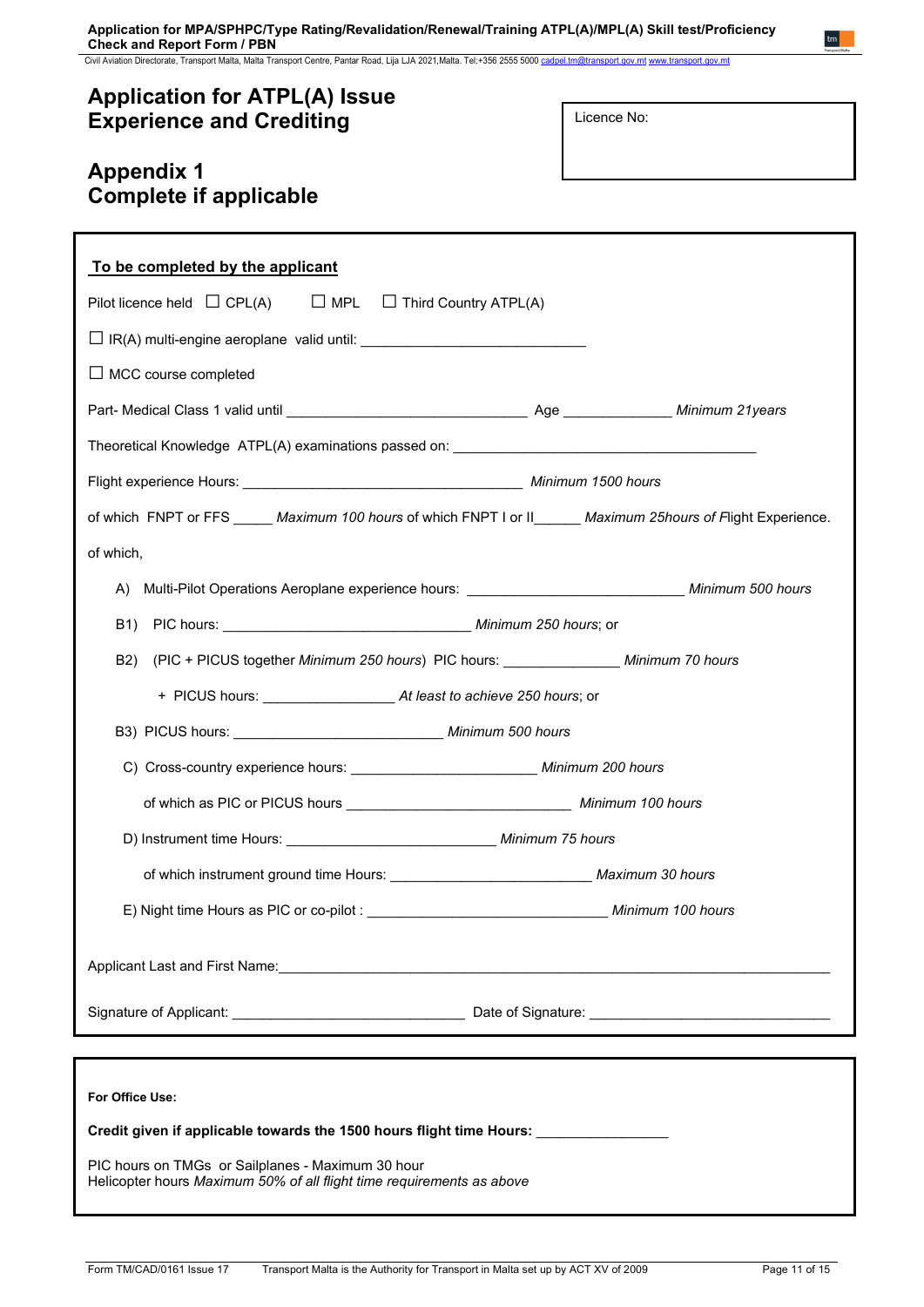# Application for ATPL(A) Issue Experience and Crediting

Licence No:

## Appendix 1
## Complete if applicable

**To be completed by the applicant**

Pilot licence held ☐ CPL(A) ☐ MPL ☐ Third Country ATPL(A)

☐ IR(A) multi-engine aeroplane valid until: ____________________________

☐ MCC course completed

Part- Medical Class 1 valid until ______________________________ Age _____________ *Minimum 21years*

Theoretical Knowledge ATPL(A) examinations passed on: _____________________________________

Flight experience Hours: ___________________________________ *Minimum 1500 hours*

of which FNPT or FFS _____ *Maximum 100 hours* of which FNPT I or II______ *Maximum 25hours of F*light Experience.

of which,

A) Multi-Pilot Operations Aeroplane experience hours: ___________________________ *Minimum 500 hours*

B1) PIC hours: _______________________________ *Minimum 250 hours*; or

B2) (PIC + PICUS together *Minimum 250 hours*) PIC hours: ______________ *Minimum 70 hours*

+ PICUS hours: ________________ *At least to achieve 250 hours*; or

B3) PICUS hours: __________________________ *Minimum 500 hours*

C) Cross-country experience hours: _______________________ *Minimum 200 hours*

of which as PIC or PICUS hours ____________________________ *Minimum 100 hours*

D) Instrument time Hours: __________________________ *Minimum 75 hours*

of which instrument ground time Hours: _________________________ *Maximum 30 hours*

E) Night time Hours as PIC or co-pilot : _____________________________ *Minimum 100 hours*

Applicant Last and First Name:_____________________________________________________________________

Signature of Applicant: _____________________________ Date of Signature: ______________________________

**For Office Use:**

**Credit given if applicable towards the 1500 hours flight time Hours:** ________________

PIC hours on TMGs or Sailplanes - Maximum 30 hour
Helicopter hours *Maximum 50% of all flight time requirements as above*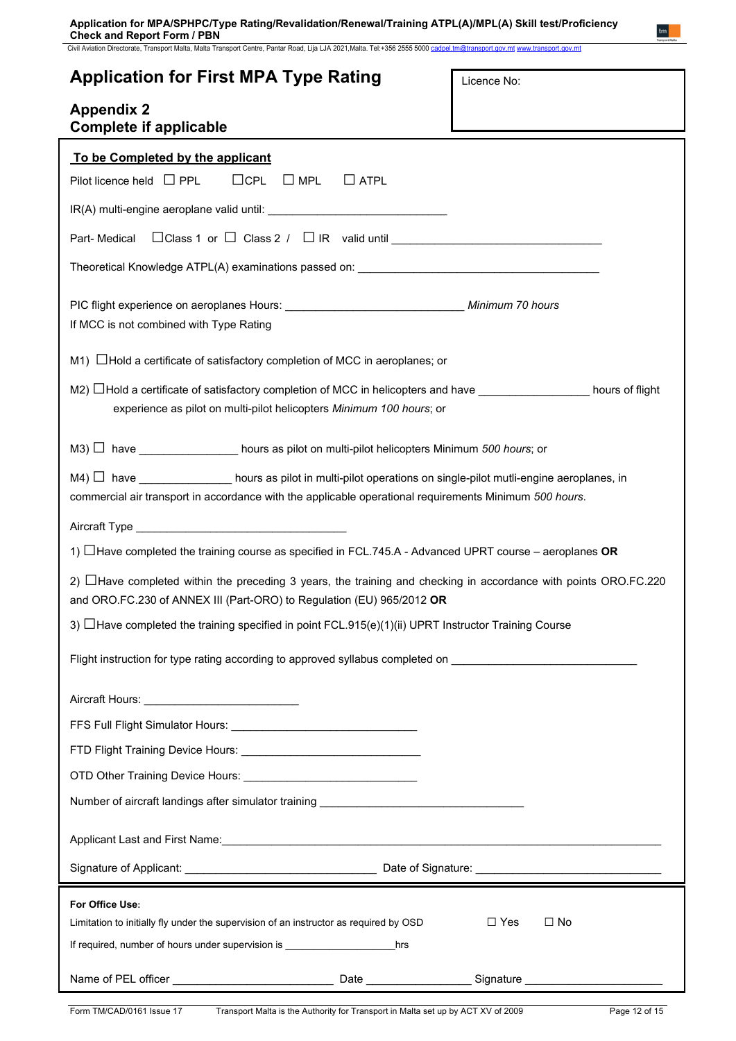# Application for First MPA Type Rating

## Appendix 2
## Complete if applicable

Licence No:

**To be Completed by the applicant**

Pilot licence held ☐ PPL ☐CPL ☐ MPL ☐ ATPL

IR(A) multi-engine aeroplane valid until: ____________________________

Part- Medical ☐Class 1 or ☐ Class 2 / ☐ IR valid until ________________________________

Theoretical Knowledge ATPL(A) examinations passed on: ______________________________________

PIC flight experience on aeroplanes Hours: ____________________________ *Minimum 70 hours*

If MCC is not combined with Type Rating

M1) ☐Hold a certificate of satisfactory completion of MCC in aeroplanes; or

M2) ☐Hold a certificate of satisfactory completion of MCC in helicopters and have _________________ hours of flight experience as pilot on multi-pilot helicopters *Minimum 100 hours*; or

M3) ☐ have _______________ hours as pilot on multi-pilot helicopters Minimum *500 hours*; or

M4) ☐ have ______________ hours as pilot in multi-pilot operations on single-pilot mutli-engine aeroplanes, in commercial air transport in accordance with the applicable operational requirements Minimum *500 hours*.

Aircraft Type __________________________________

1) ☐Have completed the training course as specified in FCL.745.A - Advanced UPRT course – aeroplanes **OR**

2) ☐Have completed within the preceding 3 years, the training and checking in accordance with points ORO.FC.220 and ORO.FC.230 of ANNEX III (Part-ORO) to Regulation (EU) 965/2012 **OR**

3) ☐Have completed the training specified in point FCL.915(e)(1)(ii) UPRT Instructor Training Course

Flight instruction for type rating according to approved syllabus completed on ____________________________

Aircraft Hours: ________________________

FFS Full Flight Simulator Hours: ____________________________

FTD Flight Training Device Hours: ____________________________

OTD Other Training Device Hours: ____________________________

Number of aircraft landings after simulator training ________________________________

Applicant Last and First Name: ________________________________________________________________

Signature of Applicant: ______________________________ Date of Signature: _____________________________

**For Office Use:**

Limitation to initially fly under the supervision of an instructor as required by OSD ☐ Yes ☐ No

If required, number of hours under supervision is __________________hrs

Name of PEL officer _________________________ Date ________________ Signature ______________________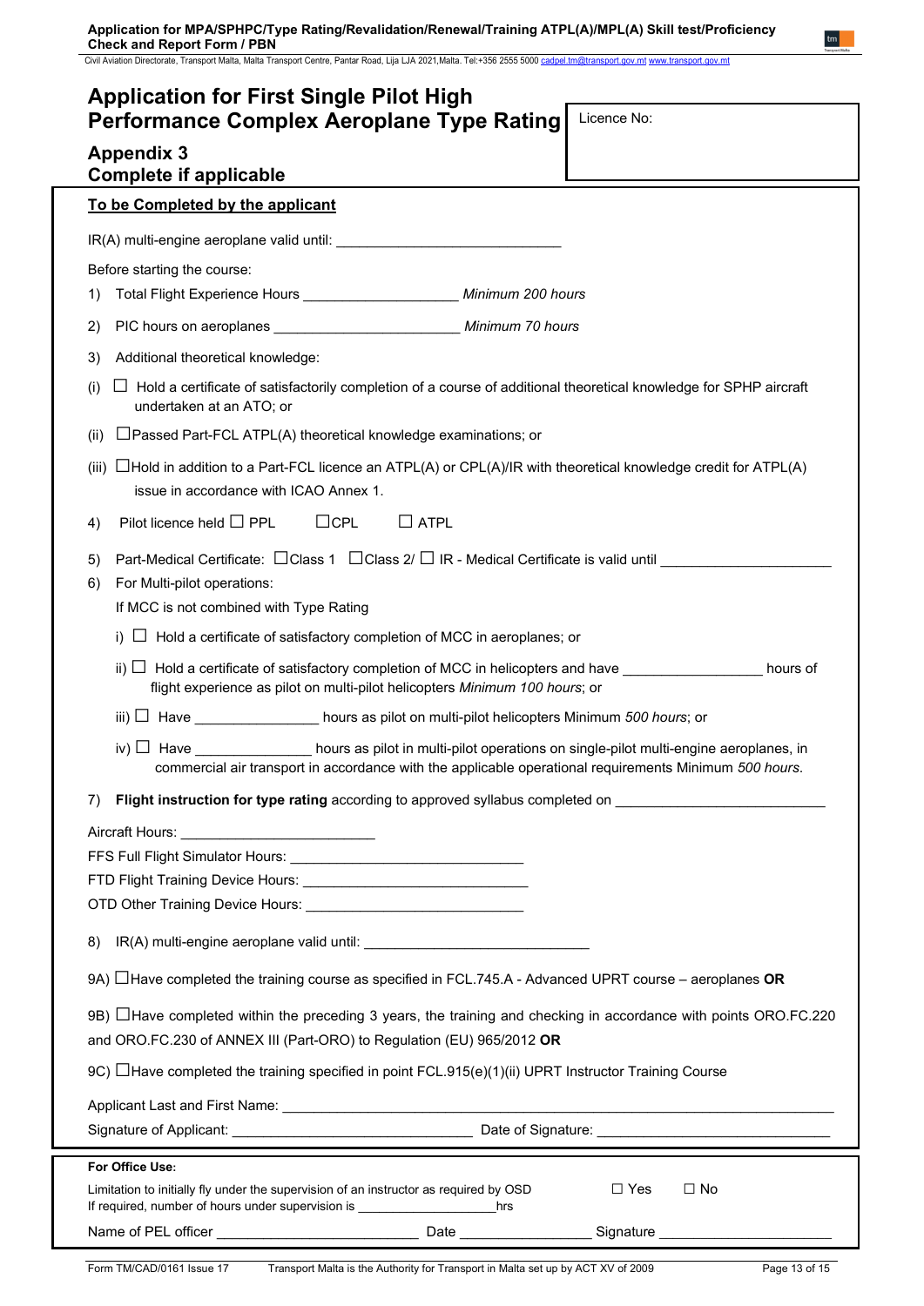# Application for First Single Pilot High Performance Complex Aeroplane Type Rating

Licence No:

## Appendix 3
## Complete if applicable

**To be Completed by the applicant**

IR(A) multi-engine aeroplane valid until: ______________________________

Before starting the course:

1) Total Flight Experience Hours ____________________ *Minimum 200 hours*

2) PIC hours on aeroplanes ________________________ *Minimum 70 hours*

3) Additional theoretical knowledge:

(i) ☐ Hold a certificate of satisfactorily completion of a course of additional theoretical knowledge for SPHP aircraft undertaken at an ATO; or

(ii) ☐ Passed Part-FCL ATPL(A) theoretical knowledge examinations; or

(iii) ☐ Hold in addition to a Part-FCL licence an ATPL(A) or CPL(A)/IR with theoretical knowledge credit for ATPL(A) issue in accordance with ICAO Annex 1.

4) Pilot licence held ☐ PPL ☐ CPL ☐ ATPL

5) Part-Medical Certificate: ☐ Class 1 ☐ Class 2/ ☐ IR - Medical Certificate is valid until ______________________

6) For Multi-pilot operations:

If MCC is not combined with Type Rating

i) ☐ Hold a certificate of satisfactory completion of MCC in aeroplanes; or

ii) ☐ Hold a certificate of satisfactory completion of MCC in helicopters and have __________________ hours of flight experience as pilot on multi-pilot helicopters *Minimum 100 hours*; or

iii) ☐ Have ________________ hours as pilot on multi-pilot helicopters Minimum *500 hours*; or

iv) ☐ Have ________________ hours as pilot in multi-pilot operations on single-pilot multi-engine aeroplanes, in commercial air transport in accordance with the applicable operational requirements Minimum *500 hours*.

7) **Flight instruction for type rating** according to approved syllabus completed on ___________________________

Aircraft Hours: _________________________

FFS Full Flight Simulator Hours: ______________________________

FTD Flight Training Device Hours: ______________________________

OTD Other Training Device Hours: ______________________________

8) IR(A) multi-engine aeroplane valid until: ______________________________

9A) ☐ Have completed the training course as specified in FCL.745.A - Advanced UPRT course – aeroplanes **OR**

9B) ☐ Have completed within the preceding 3 years, the training and checking in accordance with points ORO.FC.220 and ORO.FC.230 of ANNEX III (Part-ORO) to Regulation (EU) 965/2012 **OR**

9C) ☐ Have completed the training specified in point FCL.915(e)(1)(ii) UPRT Instructor Training Course

Applicant Last and First Name: ________________________________________________________________

Signature of Applicant: _______________________________ Date of Signature: ______________________________

**For Office Use:**

Limitation to initially fly under the supervision of an instructor as required by OSD ☐ Yes ☐ No

If required, number of hours under supervision is ___________________hrs

Name of PEL officer __________________________ Date _________________ Signature ______________________

Form TM/CAD/0161 Issue 17 Transport Malta is the Authority for Transport in Malta set up by ACT XV of 2009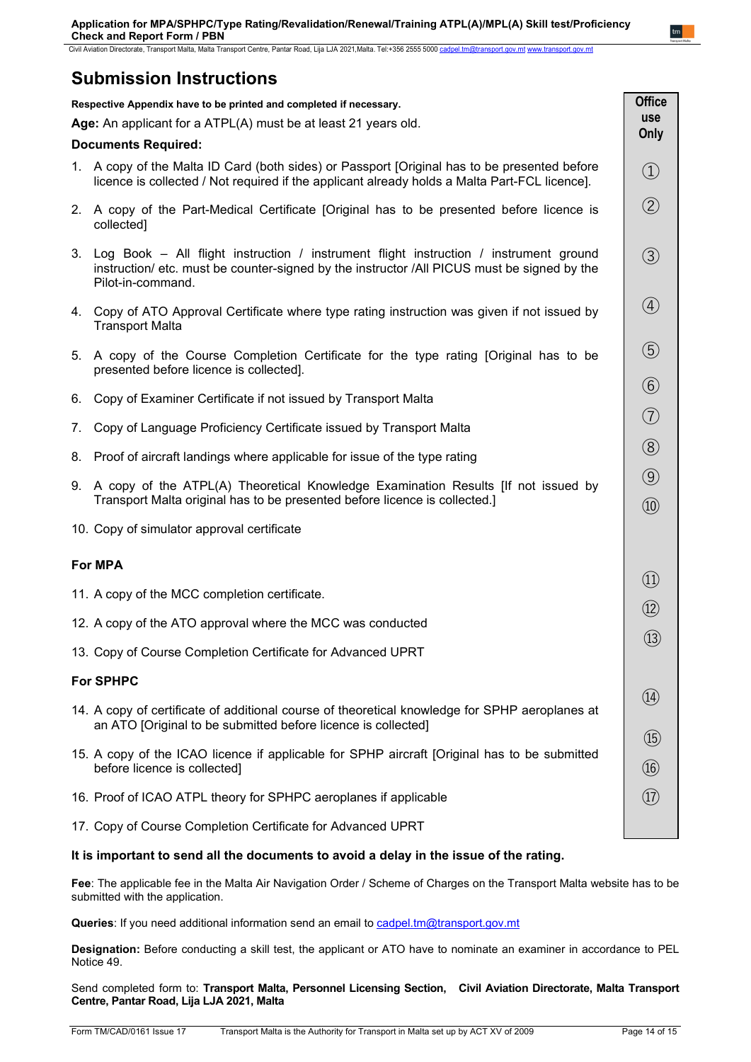# Submission Instructions

**Respective Appendix have to be printed and completed if necessary.**

**Age:** An applicant for a ATPL(A) must be at least 21 years old.

**Documents Required:**

1. A copy of the Malta ID Card (both sides) or Passport [Original has to be presented before licence is collected / Not required if the applicant already holds a Malta Part-FCL licence].
2. A copy of the Part-Medical Certificate [Original has to be presented before licence is collected]
3. Log Book – All flight instruction / instrument flight instruction / instrument ground instruction/ etc. must be counter-signed by the instructor /All PICUS must be signed by the Pilot-in-command.
4. Copy of ATO Approval Certificate where type rating instruction was given if not issued by Transport Malta
5. A copy of the Course Completion Certificate for the type rating [Original has to be presented before licence is collected].
6. Copy of Examiner Certificate if not issued by Transport Malta
7. Copy of Language Proficiency Certificate issued by Transport Malta
8. Proof of aircraft landings where applicable for issue of the type rating
9. A copy of the ATPL(A) Theoretical Knowledge Examination Results [If not issued by Transport Malta original has to be presented before licence is collected.]
10. Copy of simulator approval certificate

**For MPA**

11. A copy of the MCC completion certificate.
12. A copy of the ATO approval where the MCC was conducted
13. Copy of Course Completion Certificate for Advanced UPRT

**For SPHPC**

14. A copy of certificate of additional course of theoretical knowledge for SPHP aeroplanes at an ATO [Original to be submitted before licence is collected]
15. A copy of the ICAO licence if applicable for SPHP aircraft [Original has to be submitted before licence is collected]
16. Proof of ICAO ATPL theory for SPHPC aeroplanes if applicable
17. Copy of Course Completion Certificate for Advanced UPRT

| Office use Only |
|---|
| ① |
| ② |
| ③ |
| ④ |
| ⑤ |
| ⑥ |
| ⑦ |
| ⑧ |
| ⑨ |
| ⑩ |
| ⑪ |
| ⑫ |
| ⑬ |
| ⑭ |
| ⑮ |
| ⑯ |
| ⑰ |

**It is important to send all the documents to avoid a delay in the issue of the rating.**

**Fee**: The applicable fee in the Malta Air Navigation Order / Scheme of Charges on the Transport Malta website has to be submitted with the application.

**Queries**: If you need additional information send an email to cadpel.tm@transport.gov.mt

**Designation:** Before conducting a skill test, the applicant or ATO have to nominate an examiner in accordance to PEL Notice 49.

Send completed form to: **Transport Malta, Personnel Licensing Section, Civil Aviation Directorate, Malta Transport Centre, Pantar Road, Lija LJA 2021, Malta**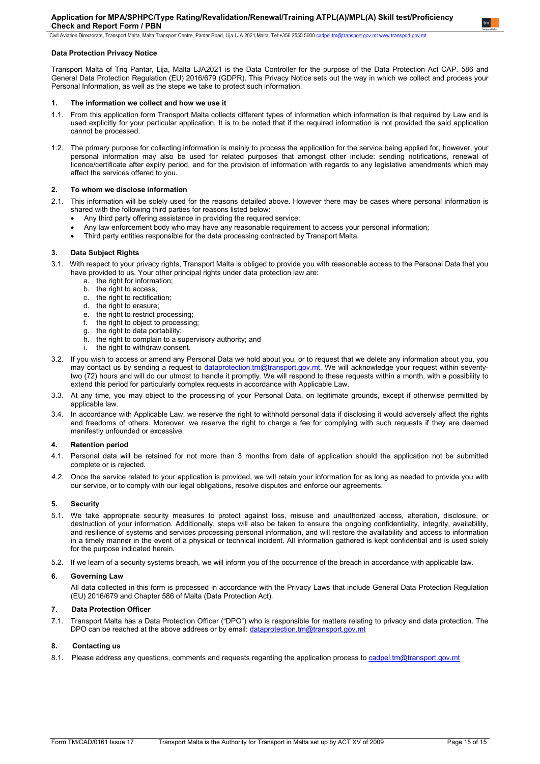## Data Protection Privacy Notice

Transport Malta of Triq Pantar, Lija, Malta LJA2021 is the Data Controller for the purpose of the Data Protection Act CAP. 586 and General Data Protection Regulation (EU) 2016/679 (GDPR). This Privacy Notice sets out the way in which we collect and process your Personal Information, as well as the steps we take to protect such information.

### 1. The information we collect and how we use it

1.1. From this application form Transport Malta collects different types of information which information is that required by Law and is used explicitly for your particular application. It is to be noted that if the required information is not provided the said application cannot be processed.

1.2. The primary purpose for collecting information is mainly to process the application for the service being applied for, however, your personal information may also be used for related purposes that amongst other include: sending notifications, renewal of licence/certificate after expiry period, and for the provision of information with regards to any legislative amendments which may affect the services offered to you.

### 2. To whom we disclose information

2.1. This information will be solely used for the reasons detailed above. However there may be cases where personal information is shared with the following third parties for reasons listed below:

- Any third party offering assistance in providing the required service;
- Any law enforcement body who may have any reasonable requirement to access your personal information;
- Third party entities responsible for the data processing contracted by Transport Malta.

### 3. Data Subject Rights

3.1. With respect to your privacy rights, Transport Malta is obliged to provide you with reasonable access to the Personal Data that you have provided to us. Your other principal rights under data protection law are:

a. the right for information;
b. the right to access;
c. the right to rectification;
d. the right to erasure;
e. the right to restrict processing;
f. the right to object to processing;
g. the right to data portability;
h. the right to complain to a supervisory authority; and
i. the right to withdraw consent.

3.2. If you wish to access or amend any Personal Data we hold about you, or to request that we delete any information about you, you may contact us by sending a request to dataprotection.tm@transport.gov.mt. We will acknowledge your request within seventy-two (72) hours and will do our utmost to handle it promptly. We will respond to these requests within a month, with a possibility to extend this period for particularly complex requests in accordance with Applicable Law.

3.3. At any time, you may object to the processing of your Personal Data, on legitimate grounds, except if otherwise permitted by applicable law.

3.4. In accordance with Applicable Law, we reserve the right to withhold personal data if disclosing it would adversely affect the rights and freedoms of others. Moreover, we reserve the right to charge a fee for complying with such requests if they are deemed manifestly unfounded or excessive.

### 4. Retention period

4.1. Personal data will be retained for not more than 3 months from date of application should the application not be submitted complete or is rejected.

*4.2.* Once the service related to your application is provided, we will retain your information for as long as needed to provide you with our service, or to comply with our legal obligations, resolve disputes and enforce our agreements.

### 5. Security

5.1. We take appropriate security measures to protect against loss, misuse and unauthorized access, alteration, disclosure, or destruction of your information. Additionally, steps will also be taken to ensure the ongoing confidentiality, integrity, availability, and resilience of systems and services processing personal information, and will restore the availability and access to information in a timely manner in the event of a physical or technical incident. All information gathered is kept confidential and is used solely for the purpose indicated herein.

5.2. If we learn of a security systems breach, we will inform you of the occurrence of the breach in accordance with applicable law.

### 6. Governing Law

All data collected in this form is processed in accordance with the Privacy Laws that include General Data Protection Regulation (EU) 2016/679 and Chapter 586 of Malta (Data Protection Act).

### 7. Data Protection Officer

7.1. Transport Malta has a Data Protection Officer ("DPO") who is responsible for matters relating to privacy and data protection. The DPO can be reached at the above address or by email: dataprotection.tm@transport.gov.mt

### 8. Contacting us

8.1. Please address any questions, comments and requests regarding the application process to cadpel.tm@transport.gov.mt